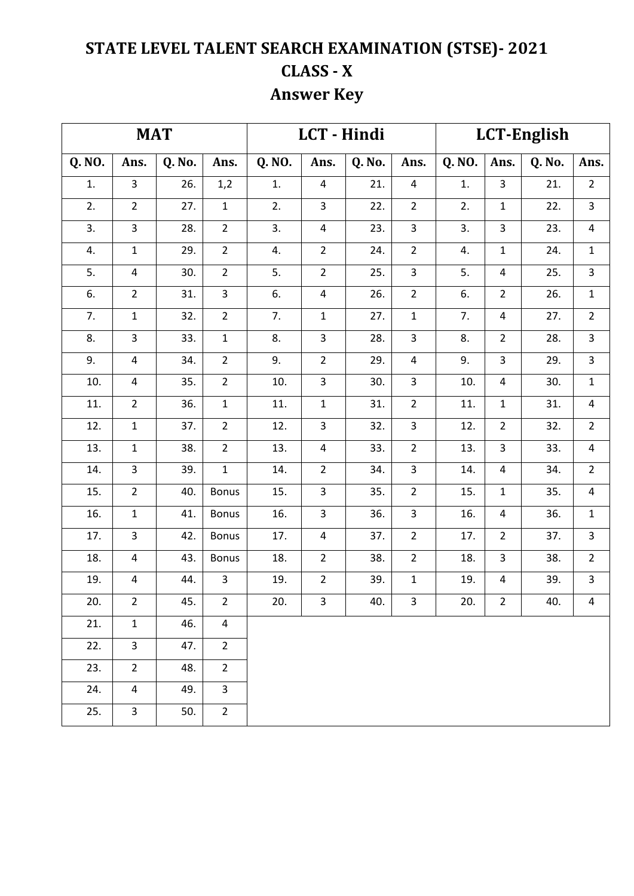# STATE LEVEL TALENT SEARCH EXAMINATION (STSE)- 2021

## CLASS - X

## Answer Key

| MAT | | | | LCT - Hindi | | | | LCT-English | | | |
|---|---|---|---|---|---|---|---|---|---|---|---|
| Q. NO. | Ans. | Q. No. | Ans. | Q. NO. | Ans. | Q. No. | Ans. | Q. NO. | Ans. | Q. No. | Ans. |
| 1. | 3 | 26. | 1,2 | 1. | 4 | 21. | 4 | 1. | 3 | 21. | 2 |
| 2. | 2 | 27. | 1 | 2. | 3 | 22. | 2 | 2. | 1 | 22. | 3 |
| 3. | 3 | 28. | 2 | 3. | 4 | 23. | 3 | 3. | 3 | 23. | 4 |
| 4. | 1 | 29. | 2 | 4. | 2 | 24. | 2 | 4. | 1 | 24. | 1 |
| 5. | 4 | 30. | 2 | 5. | 2 | 25. | 3 | 5. | 4 | 25. | 3 |
| 6. | 2 | 31. | 3 | 6. | 4 | 26. | 2 | 6. | 2 | 26. | 1 |
| 7. | 1 | 32. | 2 | 7. | 1 | 27. | 1 | 7. | 4 | 27. | 2 |
| 8. | 3 | 33. | 1 | 8. | 3 | 28. | 3 | 8. | 2 | 28. | 3 |
| 9. | 4 | 34. | 2 | 9. | 2 | 29. | 4 | 9. | 3 | 29. | 3 |
| 10. | 4 | 35. | 2 | 10. | 3 | 30. | 3 | 10. | 4 | 30. | 1 |
| 11. | 2 | 36. | 1 | 11. | 1 | 31. | 2 | 11. | 1 | 31. | 4 |
| 12. | 1 | 37. | 2 | 12. | 3 | 32. | 3 | 12. | 2 | 32. | 2 |
| 13. | 1 | 38. | 2 | 13. | 4 | 33. | 2 | 13. | 3 | 33. | 4 |
| 14. | 3 | 39. | 1 | 14. | 2 | 34. | 3 | 14. | 4 | 34. | 2 |
| 15. | 2 | 40. | Bonus | 15. | 3 | 35. | 2 | 15. | 1 | 35. | 4 |
| 16. | 1 | 41. | Bonus | 16. | 3 | 36. | 3 | 16. | 4 | 36. | 1 |
| 17. | 3 | 42. | Bonus | 17. | 4 | 37. | 2 | 17. | 2 | 37. | 3 |
| 18. | 4 | 43. | Bonus | 18. | 2 | 38. | 2 | 18. | 3 | 38. | 2 |
| 19. | 4 | 44. | 3 | 19. | 2 | 39. | 1 | 19. | 4 | 39. | 3 |
| 20. | 2 | 45. | 2 | 20. | 3 | 40. | 3 | 20. | 2 | 40. | 4 |
| 21. | 1 | 46. | 4 | | | | | | | | |
| 22. | 3 | 47. | 2 | | | | | | | | |
| 23. | 2 | 48. | 2 | | | | | | | | |
| 24. | 4 | 49. | 3 | | | | | | | | |
| 25. | 3 | 50. | 2 | | | | | | | | |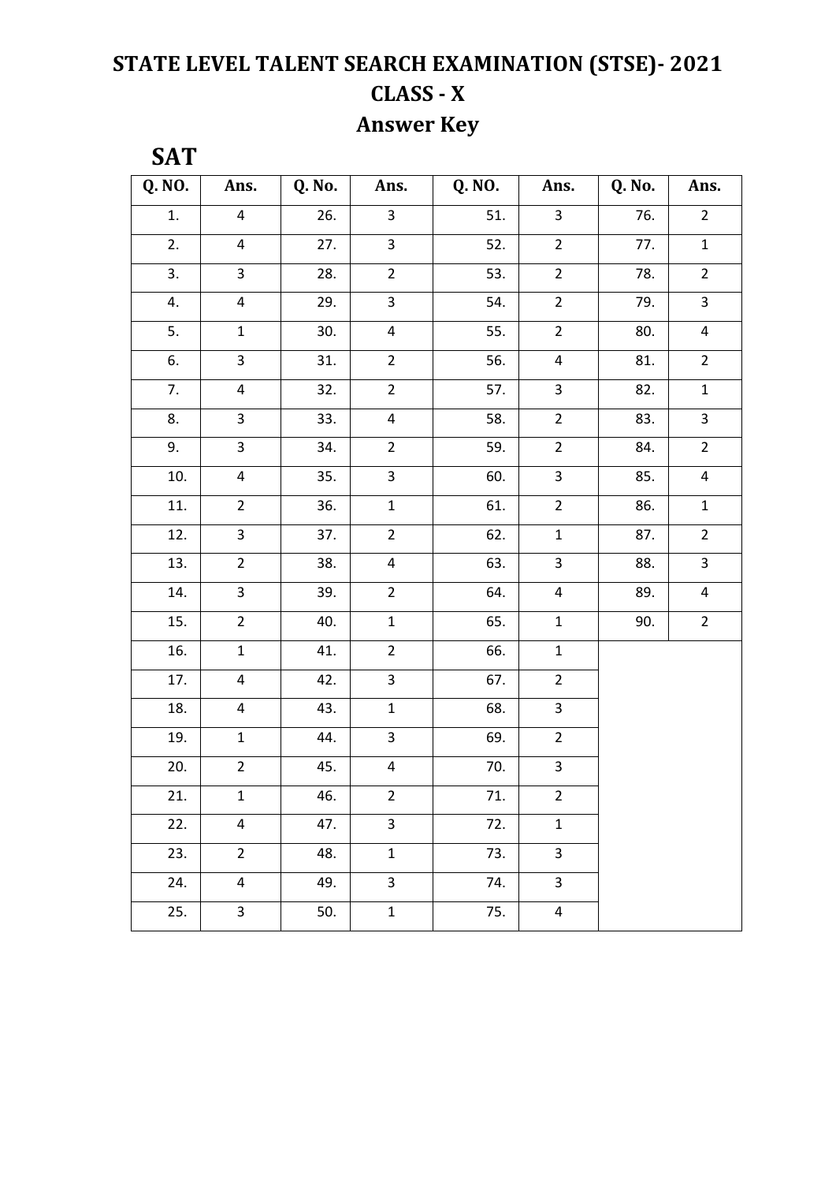# STATE LEVEL TALENT SEARCH EXAMINATION (STSE)- 2021

## CLASS - X

## Answer Key

### SAT

| Q. NO. | Ans. | Q. No. | Ans. | Q. NO. | Ans. | Q. No. | Ans. |
|---|---|---|---|---|---|---|---|
| 1. | 4 | 26. | 3 | 51. | 3 | 76. | 2 |
| 2. | 4 | 27. | 3 | 52. | 2 | 77. | 1 |
| 3. | 3 | 28. | 2 | 53. | 2 | 78. | 2 |
| 4. | 4 | 29. | 3 | 54. | 2 | 79. | 3 |
| 5. | 1 | 30. | 4 | 55. | 2 | 80. | 4 |
| 6. | 3 | 31. | 2 | 56. | 4 | 81. | 2 |
| 7. | 4 | 32. | 2 | 57. | 3 | 82. | 1 |
| 8. | 3 | 33. | 4 | 58. | 2 | 83. | 3 |
| 9. | 3 | 34. | 2 | 59. | 2 | 84. | 2 |
| 10. | 4 | 35. | 3 | 60. | 3 | 85. | 4 |
| 11. | 2 | 36. | 1 | 61. | 2 | 86. | 1 |
| 12. | 3 | 37. | 2 | 62. | 1 | 87. | 2 |
| 13. | 2 | 38. | 4 | 63. | 3 | 88. | 3 |
| 14. | 3 | 39. | 2 | 64. | 4 | 89. | 4 |
| 15. | 2 | 40. | 1 | 65. | 1 | 90. | 2 |
| 16. | 1 | 41. | 2 | 66. | 1 | | |
| 17. | 4 | 42. | 3 | 67. | 2 | | |
| 18. | 4 | 43. | 1 | 68. | 3 | | |
| 19. | 1 | 44. | 3 | 69. | 2 | | |
| 20. | 2 | 45. | 4 | 70. | 3 | | |
| 21. | 1 | 46. | 2 | 71. | 2 | | |
| 22. | 4 | 47. | 3 | 72. | 1 | | |
| 23. | 2 | 48. | 1 | 73. | 3 | | |
| 24. | 4 | 49. | 3 | 74. | 3 | | |
| 25. | 3 | 50. | 1 | 75. | 4 | | |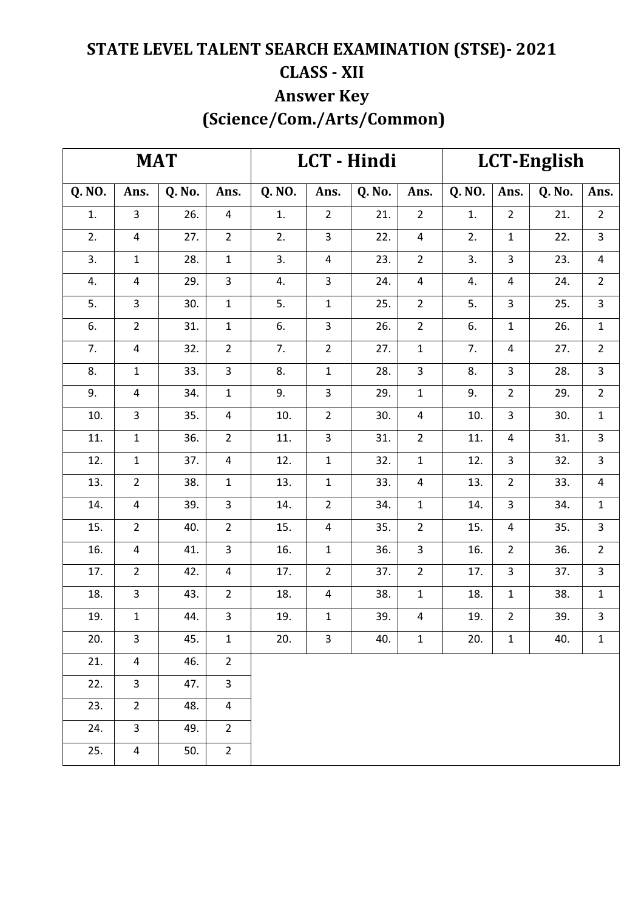# STATE LEVEL TALENT SEARCH EXAMINATION (STSE)- 2021

## CLASS - XII

## Answer Key

## (Science/Com./Arts/Common)

| MAT | | | | LCT - Hindi | | | | LCT-English | | | |
|---|---|---|---|---|---|---|---|---|---|---|---|
| **Q. NO.** | **Ans.** | **Q. No.** | **Ans.** | **Q. NO.** | **Ans.** | **Q. No.** | **Ans.** | **Q. NO.** | **Ans.** | **Q. No.** | **Ans.** |
| 1. | 3 | 26. | 4 | 1. | 2 | 21. | 2 | 1. | 2 | 21. | 2 |
| 2. | 4 | 27. | 2 | 2. | 3 | 22. | 4 | 2. | 1 | 22. | 3 |
| 3. | 1 | 28. | 1 | 3. | 4 | 23. | 2 | 3. | 3 | 23. | 4 |
| 4. | 4 | 29. | 3 | 4. | 3 | 24. | 4 | 4. | 4 | 24. | 2 |
| 5. | 3 | 30. | 1 | 5. | 1 | 25. | 2 | 5. | 3 | 25. | 3 |
| 6. | 2 | 31. | 1 | 6. | 3 | 26. | 2 | 6. | 1 | 26. | 1 |
| 7. | 4 | 32. | 2 | 7. | 2 | 27. | 1 | 7. | 4 | 27. | 2 |
| 8. | 1 | 33. | 3 | 8. | 1 | 28. | 3 | 8. | 3 | 28. | 3 |
| 9. | 4 | 34. | 1 | 9. | 3 | 29. | 1 | 9. | 2 | 29. | 2 |
| 10. | 3 | 35. | 4 | 10. | 2 | 30. | 4 | 10. | 3 | 30. | 1 |
| 11. | 1 | 36. | 2 | 11. | 3 | 31. | 2 | 11. | 4 | 31. | 3 |
| 12. | 1 | 37. | 4 | 12. | 1 | 32. | 1 | 12. | 3 | 32. | 3 |
| 13. | 2 | 38. | 1 | 13. | 1 | 33. | 4 | 13. | 2 | 33. | 4 |
| 14. | 4 | 39. | 3 | 14. | 2 | 34. | 1 | 14. | 3 | 34. | 1 |
| 15. | 2 | 40. | 2 | 15. | 4 | 35. | 2 | 15. | 4 | 35. | 3 |
| 16. | 4 | 41. | 3 | 16. | 1 | 36. | 3 | 16. | 2 | 36. | 2 |
| 17. | 2 | 42. | 4 | 17. | 2 | 37. | 2 | 17. | 3 | 37. | 3 |
| 18. | 3 | 43. | 2 | 18. | 4 | 38. | 1 | 18. | 1 | 38. | 1 |
| 19. | 1 | 44. | 3 | 19. | 1 | 39. | 4 | 19. | 2 | 39. | 3 |
| 20. | 3 | 45. | 1 | 20. | 3 | 40. | 1 | 20. | 1 | 40. | 1 |
| 21. | 4 | 46. | 2 | | | | | | | | |
| 22. | 3 | 47. | 3 | | | | | | | | |
| 23. | 2 | 48. | 4 | | | | | | | | |
| 24. | 3 | 49. | 2 | | | | | | | | |
| 25. | 4 | 50. | 2 | | | | | | | | |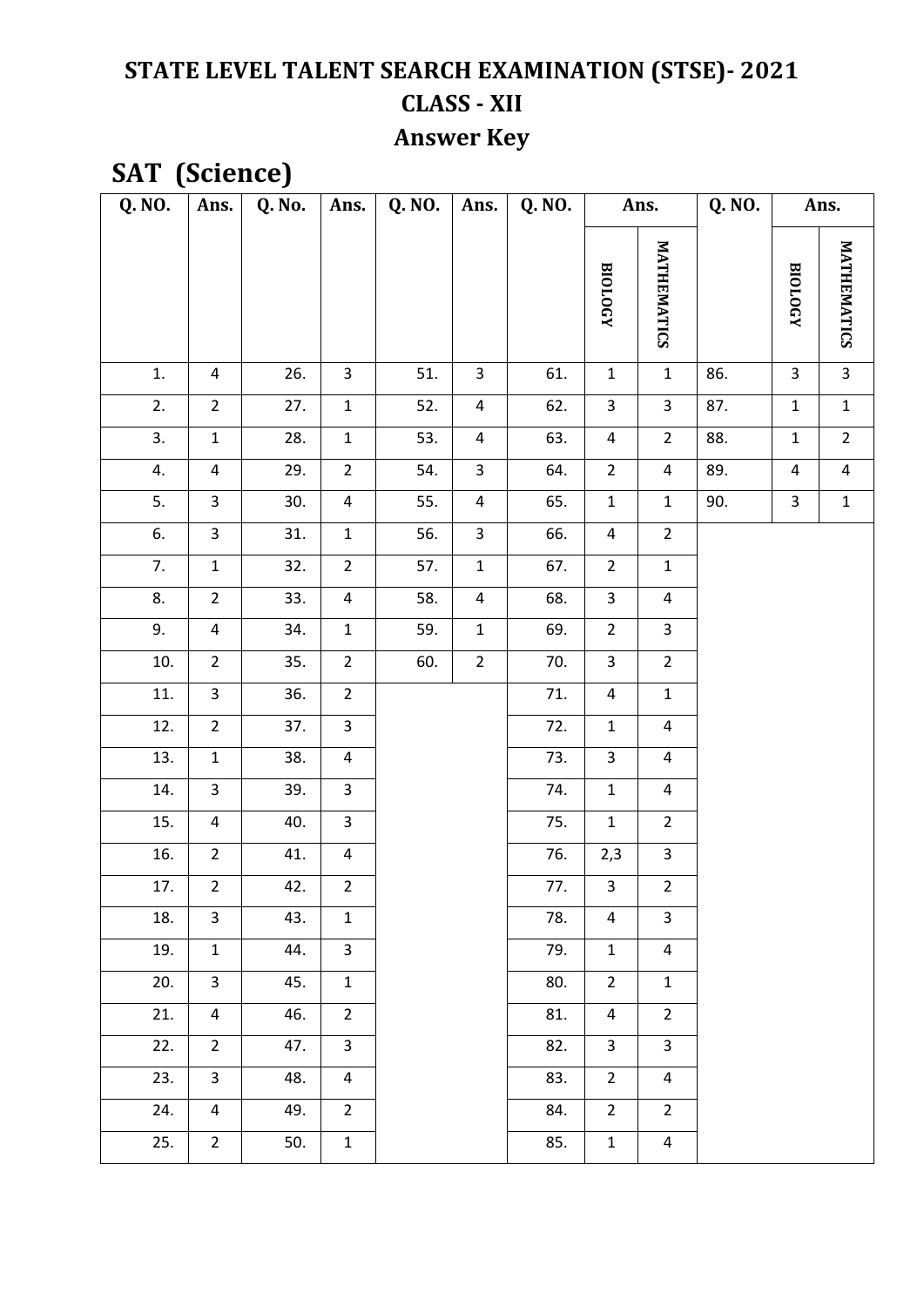# STATE LEVEL TALENT SEARCH EXAMINATION (STSE)- 2021

## CLASS - XII

## Answer Key

## SAT (Science)

| Q. NO. | Ans. | Q. No. | Ans. | Q. NO. | Ans. | Q. NO. | Ans. | | Q. NO. | Ans. | |
|---|---|---|---|---|---|---|---|---|---|---|---|
| | | | | | | | BIOLOGY | MATHEMATICS | | BIOLOGY | MATHEMATICS |
| 1. | 4 | 26. | 3 | 51. | 3 | 61. | 1 | 1 | 86. | 3 | 3 |
| 2. | 2 | 27. | 1 | 52. | 4 | 62. | 3 | 3 | 87. | 1 | 1 |
| 3. | 1 | 28. | 1 | 53. | 4 | 63. | 4 | 2 | 88. | 1 | 2 |
| 4. | 4 | 29. | 2 | 54. | 3 | 64. | 2 | 4 | 89. | 4 | 4 |
| 5. | 3 | 30. | 4 | 55. | 4 | 65. | 1 | 1 | 90. | 3 | 1 |
| 6. | 3 | 31. | 1 | 56. | 3 | 66. | 4 | 2 | | | |
| 7. | 1 | 32. | 2 | 57. | 1 | 67. | 2 | 1 | | | |
| 8. | 2 | 33. | 4 | 58. | 4 | 68. | 3 | 4 | | | |
| 9. | 4 | 34. | 1 | 59. | 1 | 69. | 2 | 3 | | | |
| 10. | 2 | 35. | 2 | 60. | 2 | 70. | 3 | 2 | | | |
| 11. | 3 | 36. | 2 | | | 71. | 4 | 1 | | | |
| 12. | 2 | 37. | 3 | | | 72. | 1 | 4 | | | |
| 13. | 1 | 38. | 4 | | | 73. | 3 | 4 | | | |
| 14. | 3 | 39. | 3 | | | 74. | 1 | 4 | | | |
| 15. | 4 | 40. | 3 | | | 75. | 1 | 2 | | | |
| 16. | 2 | 41. | 4 | | | 76. | 2,3 | 3 | | | |
| 17. | 2 | 42. | 2 | | | 77. | 3 | 2 | | | |
| 18. | 3 | 43. | 1 | | | 78. | 4 | 3 | | | |
| 19. | 1 | 44. | 3 | | | 79. | 1 | 4 | | | |
| 20. | 3 | 45. | 1 | | | 80. | 2 | 1 | | | |
| 21. | 4 | 46. | 2 | | | 81. | 4 | 2 | | | |
| 22. | 2 | 47. | 3 | | | 82. | 3 | 3 | | | |
| 23. | 3 | 48. | 4 | | | 83. | 2 | 4 | | | |
| 24. | 4 | 49. | 2 | | | 84. | 2 | 2 | | | |
| 25. | 2 | 50. | 1 | | | 85. | 1 | 4 | | | |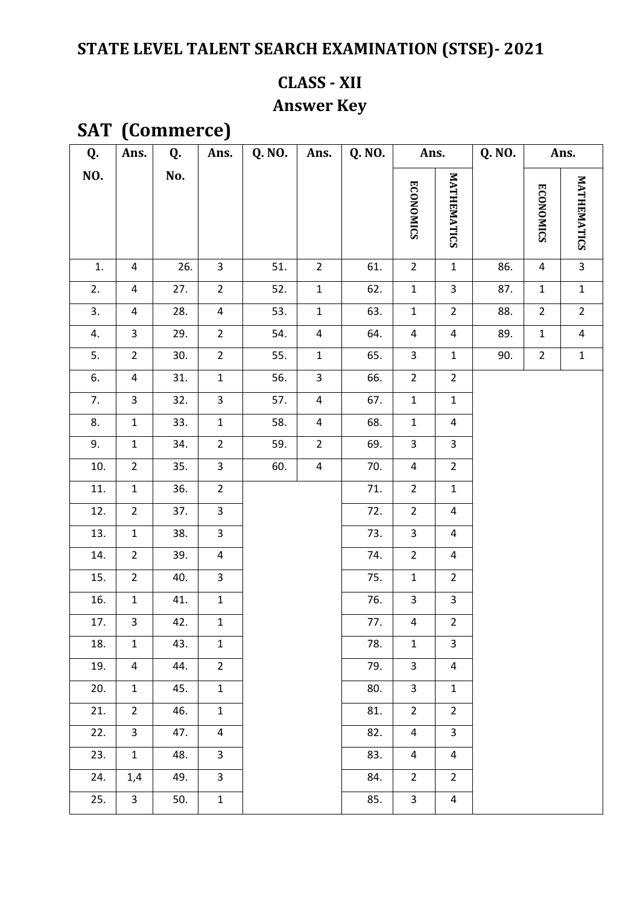# STATE LEVEL TALENT SEARCH EXAMINATION (STSE)- 2021

## CLASS - XII

## Answer Key

## SAT (Commerce)

| Q. NO. | Ans. | Q. No. | Ans. | Q. NO. | Ans. | Q. NO. | Ans. | | Q. NO. | Ans. | |
|---|---|---|---|---|---|---|---|---|---|---|---|
| | | | | | | | ECONOMICS | MATHEMATICS | | ECONOMICS | MATHEMATICS |
| 1. | 4 | 26. | 3 | 51. | 2 | 61. | 2 | 1 | 86. | 4 | 3 |
| 2. | 4 | 27. | 2 | 52. | 1 | 62. | 1 | 3 | 87. | 1 | 1 |
| 3. | 4 | 28. | 4 | 53. | 1 | 63. | 1 | 2 | 88. | 2 | 2 |
| 4. | 3 | 29. | 2 | 54. | 4 | 64. | 4 | 4 | 89. | 1 | 4 |
| 5. | 2 | 30. | 2 | 55. | 1 | 65. | 3 | 1 | 90. | 2 | 1 |
| 6. | 4 | 31. | 1 | 56. | 3 | 66. | 2 | 2 | | | |
| 7. | 3 | 32. | 3 | 57. | 4 | 67. | 1 | 1 | | | |
| 8. | 1 | 33. | 1 | 58. | 4 | 68. | 1 | 4 | | | |
| 9. | 1 | 34. | 2 | 59. | 2 | 69. | 3 | 3 | | | |
| 10. | 2 | 35. | 3 | 60. | 4 | 70. | 4 | 2 | | | |
| 11. | 1 | 36. | 2 | | | 71. | 2 | 1 | | | |
| 12. | 2 | 37. | 3 | | | 72. | 2 | 4 | | | |
| 13. | 1 | 38. | 3 | | | 73. | 3 | 4 | | | |
| 14. | 2 | 39. | 4 | | | 74. | 2 | 4 | | | |
| 15. | 2 | 40. | 3 | | | 75. | 1 | 2 | | | |
| 16. | 1 | 41. | 1 | | | 76. | 3 | 3 | | | |
| 17. | 3 | 42. | 1 | | | 77. | 4 | 2 | | | |
| 18. | 1 | 43. | 1 | | | 78. | 1 | 3 | | | |
| 19. | 4 | 44. | 2 | | | 79. | 3 | 4 | | | |
| 20. | 1 | 45. | 1 | | | 80. | 3 | 1 | | | |
| 21. | 2 | 46. | 1 | | | 81. | 2 | 2 | | | |
| 22. | 3 | 47. | 4 | | | 82. | 4 | 3 | | | |
| 23. | 1 | 48. | 3 | | | 83. | 4 | 4 | | | |
| 24. | 1,4 | 49. | 3 | | | 84. | 2 | 2 | | | |
| 25. | 3 | 50. | 1 | | | 85. | 3 | 4 | | | |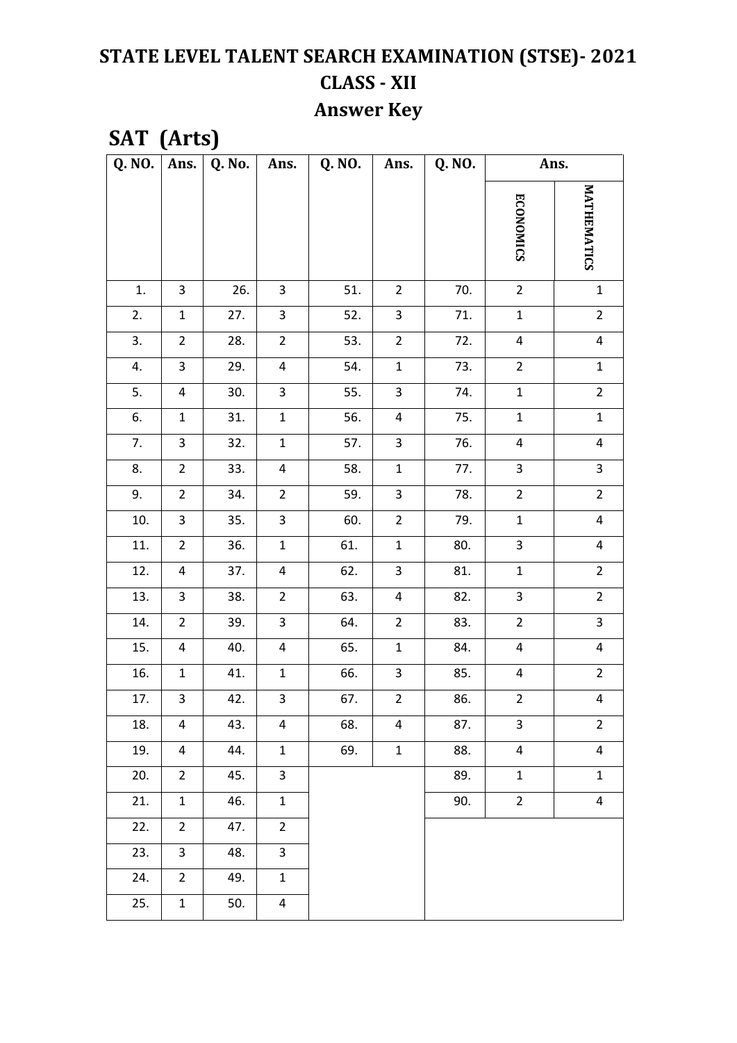# STATE LEVEL TALENT SEARCH EXAMINATION (STSE)- 2021

## CLASS - XII

## Answer Key

### SAT (Arts)

| Q. NO. | Ans. | Q. No. | Ans. | Q. NO. | Ans. | Q. NO. | Ans. | |
|---|---|---|---|---|---|---|---|---|
| | | | | | | | ECONOMICS | MATHEMATICS |
| 1. | 3 | 26. | 3 | 51. | 2 | 70. | 2 | 1 |
| 2. | 1 | 27. | 3 | 52. | 3 | 71. | 1 | 2 |
| 3. | 2 | 28. | 2 | 53. | 2 | 72. | 4 | 4 |
| 4. | 3 | 29. | 4 | 54. | 1 | 73. | 2 | 1 |
| 5. | 4 | 30. | 3 | 55. | 3 | 74. | 1 | 2 |
| 6. | 1 | 31. | 1 | 56. | 4 | 75. | 1 | 1 |
| 7. | 3 | 32. | 1 | 57. | 3 | 76. | 4 | 4 |
| 8. | 2 | 33. | 4 | 58. | 1 | 77. | 3 | 3 |
| 9. | 2 | 34. | 2 | 59. | 3 | 78. | 2 | 2 |
| 10. | 3 | 35. | 3 | 60. | 2 | 79. | 1 | 4 |
| 11. | 2 | 36. | 1 | 61. | 1 | 80. | 3 | 4 |
| 12. | 4 | 37. | 4 | 62. | 3 | 81. | 1 | 2 |
| 13. | 3 | 38. | 2 | 63. | 4 | 82. | 3 | 2 |
| 14. | 2 | 39. | 3 | 64. | 2 | 83. | 2 | 3 |
| 15. | 4 | 40. | 4 | 65. | 1 | 84. | 4 | 4 |
| 16. | 1 | 41. | 1 | 66. | 3 | 85. | 4 | 2 |
| 17. | 3 | 42. | 3 | 67. | 2 | 86. | 2 | 4 |
| 18. | 4 | 43. | 4 | 68. | 4 | 87. | 3 | 2 |
| 19. | 4 | 44. | 1 | 69. | 1 | 88. | 4 | 4 |
| 20. | 2 | 45. | 3 | | | 89. | 1 | 1 |
| 21. | 1 | 46. | 1 | | | 90. | 2 | 4 |
| 22. | 2 | 47. | 2 | | | | | |
| 23. | 3 | 48. | 3 | | | | | |
| 24. | 2 | 49. | 1 | | | | | |
| 25. | 1 | 50. | 4 | | | | | |